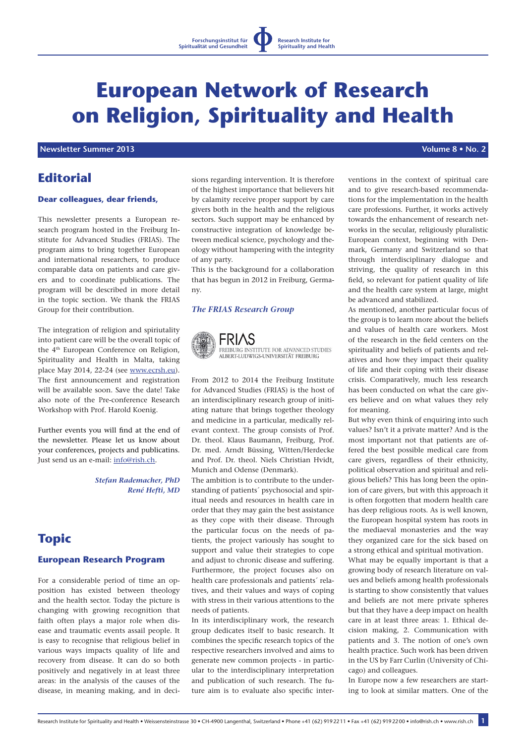# European Network of Research on Religion, Spirituality and Health

**Newsletter Summer 2013** **Volume 8 • No. 2**

## Editorial

### Dear colleagues, dear friends,

This newsletter presents a European research program hosted in the Freiburg Institute for Advanced Studies (FRIAS). The program aims to bring together European and international researchers, to produce comparable data on patients and care givers and to coordinate publications. The program will be described in more detail in the topic section. We thank the FRIAS Group for their contribution.

The integration of religion and spiriutality into patient care will be the overall topic of the 4th European Conference on Religion, Spirituality and Health in Malta, taking place May 2014, 22-24 (see www.ecrsh.eu). The first announcement and registration will be available soon. Save the date! Take also note of the Pre-conference Research Workshop with Prof. Harold Koenig.

Further events you will find at the end of the newsletter. Please let us know about your conferences, projects and publicatins. Just send us an e-mail: info@rish.ch.

*Stefan Rademacher, PhD*
*René Hefti, MD*

## Topic

### European Research Program

For a considerable period of time an opposition has existed between theology and the health sector. Today the picture is changing with growing recognition that faith often plays a major role when disease and traumatic events assail people. It is easy to recognise that religious belief in various ways impacts quality of life and recovery from disease. It can do so both positively and negatively in at least three areas: in the analysis of the causes of the disease, in meaning making, and in decisions regarding intervention. It is therefore of the highest importance that believers hit by calamity receive proper support by care givers both in the health and the religious sectors. Such support may be enhanced by constructive integration of knowledge between medical science, psychology and theology without hampering with the integrity of any party.

This is the background for a collaboration that has begun in 2012 in Freiburg, Germany.

### *The FRIAS Research Group*

FRIAS
FREIBURG INSTITUTE FOR ADVANCED STUDIES
ALBERT-LUDWIGS-UNIVERSITÄT FREIBURG

From 2012 to 2014 the Freiburg Institute for Advanced Studies (FRIAS) is the host of an interdisciplinary research group of initiating nature that brings together theology and medicine in a particular, medically relevant context. The group consists of Prof. Dr. theol. Klaus Baumann, Freiburg, Prof. Dr. med. Arndt Büssing, Witten/Herdecke and Prof. Dr. theol. Niels Christian Hvidt, Munich and Odense (Denmark).

The ambition is to contribute to the understanding of patients´ psychosocial and spiritual needs and resources in health care in order that they may gain the best assistance as they cope with their disease. Through the particular focus on the needs of patients, the project variously has sought to support and value their strategies to cope and adjust to chronic disease and suffering. Furthermore, the project focuses also on health care professionals and patients´ relatives, and their values and ways of coping with stress in their various attentions to the needs of patients.

In its interdisciplinary work, the research group dedicates itself to basic research. It combines the specific research topics of the respective researchers involved and aims to generate new common projects - in particular to the interdisciplinary interpretation and publication of such research. The future aim is to evaluate also specific interventions in the context of spiritual care and to give research-based recommendations for the implementation in the health care professions. Further, it works actively towards the enhancement of research networks in the secular, religiously pluralistic European context, beginning with Denmark, Germany and Switzerland so that through interdisciplinary dialogue and striving, the quality of research in this field, so relevant for patient quality of life and the health care system at large, might be advanced and stabilized.

As mentioned, another particular focus of the group is to learn more about the beliefs and values of health care workers. Most of the research in the field centers on the spirituality and beliefs of patients and relatives and how they impact their quality of life and their coping with their disease crisis. Comparatively, much less research has been conducted on what the care givers believe and on what values they rely for meaning.

But why even think of enquiring into such values? Isn't it a private matter? And is the most important not that patients are offered the best possible medical care from care givers, regardless of their ethnicity, political observation and spiritual and religious beliefs? This has long been the opinion of care givers, but with this approach it is often forgotten that modern health care has deep religious roots. As is well known, the European hospital system has roots in the mediaeval monasteries and the way they organized care for the sick based on a strong ethical and spiritual motivation.

What may be equally important is that a growing body of research literature on values and beliefs among health professionals is starting to show consistently that values and beliefs are not mere private spheres but that they have a deep impact on health care in at least three areas: 1. Ethical decision making, 2. Communication with patients and 3. The notion of one's own health practice. Such work has been driven in the US by Farr Curlin (University of Chicago) and colleagues.

In Europe now a few researchers are starting to look at similar matters. One of the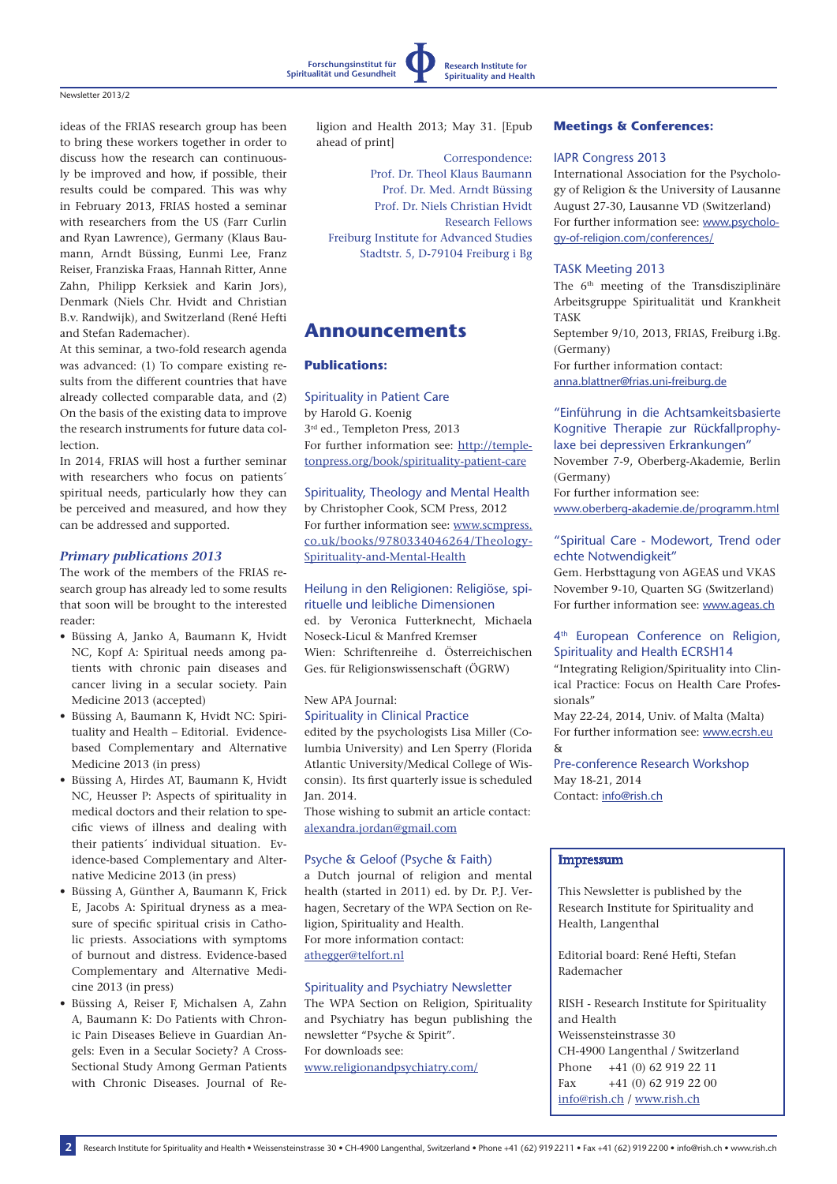ideas of the FRIAS research group has been to bring these workers together in order to discuss how the research can continuously be improved and how, if possible, their results could be compared. This was why in February 2013, FRIAS hosted a seminar with researchers from the US (Farr Curlin and Ryan Lawrence), Germany (Klaus Baumann, Arndt Büssing, Eunmi Lee, Franz Reiser, Franziska Fraas, Hannah Ritter, Anne Zahn, Philipp Kerksiek and Karin Jors), Denmark (Niels Chr. Hvidt and Christian B.v. Randwijk), and Switzerland (René Hefti and Stefan Rademacher).

At this seminar, a two-fold research agenda was advanced: (1) To compare existing results from the different countries that have already collected comparable data, and (2) On the basis of the existing data to improve the research instruments for future data collection.

In 2014, FRIAS will host a further seminar with researchers who focus on patients´ spiritual needs, particularly how they can be perceived and measured, and how they can be addressed and supported.

### *Primary publications 2013*

The work of the members of the FRIAS research group has already led to some results that soon will be brought to the interested reader:

- Büssing A, Janko A, Baumann K, Hvidt NC, Kopf A: Spiritual needs among patients with chronic pain diseases and cancer living in a secular society. Pain Medicine 2013 (accepted)
- Büssing A, Baumann K, Hvidt NC: Spirituality and Health – Editorial. Evidence-based Complementary and Alternative Medicine 2013 (in press)
- Büssing A, Hirdes AT, Baumann K, Hvidt NC, Heusser P: Aspects of spirituality in medical doctors and their relation to specific views of illness and dealing with their patients´ individual situation. Evidence-based Complementary and Alternative Medicine 2013 (in press)
- Büssing A, Günther A, Baumann K, Frick E, Jacobs A: Spiritual dryness as a measure of specific spiritual crisis in Catholic priests. Associations with symptoms of burnout and distress. Evidence-based Complementary and Alternative Medicine 2013 (in press)
- Büssing A, Reiser F, Michalsen A, Zahn A, Baumann K: Do Patients with Chronic Pain Diseases Believe in Guardian Angels: Even in a Secular Society? A Cross-Sectional Study Among German Patients with Chronic Diseases. Journal of Religion and Health 2013; May 31. [Epub ahead of print]

Correspondence:
Prof. Dr. Theol Klaus Baumann
Prof. Dr. Med. Arndt Büssing
Prof. Dr. Niels Christian Hvidt
Research Fellows
Freiburg Institute for Advanced Studies
Stadtstr. 5, D-79104 Freiburg i Bg

# Announcements

## Publications:

### Spirituality in Patient Care

by Harold G. Koenig
3rd ed., Templeton Press, 2013
For further information see: http://templetonpress.org/book/spirituality-patient-care

### Spirituality, Theology and Mental Health

by Christopher Cook, SCM Press, 2012
For further information see: www.scmpress.co.uk/books/9780334046264/Theology-Spirituality-and-Mental-Health

### Heilung in den Religionen: Religiöse, spirituelle und leibliche Dimensionen

ed. by Veronica Futterknecht, Michaela Noseck-Licul & Manfred Kremser
Wien: Schriftenreihe d. Österreichischen Ges. für Religionswissenschaft (ÖGRW)

New APA Journal:

### Spirituality in Clinical Practice

edited by the psychologists Lisa Miller (Columbia University) and Len Sperry (Florida Atlantic University/Medical College of Wisconsin). Its first quarterly issue is scheduled Jan. 2014.
Those wishing to submit an article contact: alexandra.jordan@gmail.com

### Psyche & Geloof (Psyche & Faith)

a Dutch journal of religion and mental health (started in 2011) ed. by Dr. P.J. Verhagen, Secretary of the WPA Section on Religion, Spirituality and Health.
For more information contact:
athegger@telfort.nl

### Spirituality and Psychiatry Newsletter

The WPA Section on Religion, Spirituality and Psychiatry has begun publishing the newsletter "Psyche & Spirit".
For downloads see:
www.religionandpsychiatry.com/

## Meetings & Conferences:

### IAPR Congress 2013

International Association for the Psychology of Religion & the University of Lausanne
August 27-30, Lausanne VD (Switzerland)
For further information see: www.psychology-of-religion.com/conferences/

### TASK Meeting 2013

The 6th meeting of the Transdisziplinäre Arbeitsgruppe Spiritualität und Krankheit TASK
September 9/10, 2013, FRIAS, Freiburg i.Bg. (Germany)
For further information contact:
anna.blattner@frias.uni-freiburg.de

### "Einführung in die Achtsamkeitsbasierte Kognitive Therapie zur Rückfallprophylaxe bei depressiven Erkrankungen"

November 7-9, Oberberg-Akademie, Berlin (Germany)
For further information see:
www.oberberg-akademie.de/programm.html

### "Spiritual Care - Modewort, Trend oder echte Notwendigkeit"

Gem. Herbsttagung von AGEAS und VKAS
November 9-10, Quarten SG (Switzerland)
For further information see: www.ageas.ch

### 4th European Conference on Religion, Spirituality and Health ECRSH14

"Integrating Religion/Spirituality into Clinical Practice: Focus on Health Care Professionals"
May 22-24, 2014, Univ. of Malta (Malta)
For further information see: www.ecrsh.eu
&

### Pre-conference Research Workshop

May 18-21, 2014
Contact: info@rish.ch

## Impressum

This Newsletter is published by the Research Institute for Spirituality and Health, Langenthal

Editorial board: René Hefti, Stefan Rademacher

RISH - Research Institute for Spirituality and Health
Weissensteinstrasse 30
CH-4900 Langenthal / Switzerland
Phone +41 (0) 62 919 22 11
Fax +41 (0) 62 919 22 00
info@rish.ch / www.rish.ch